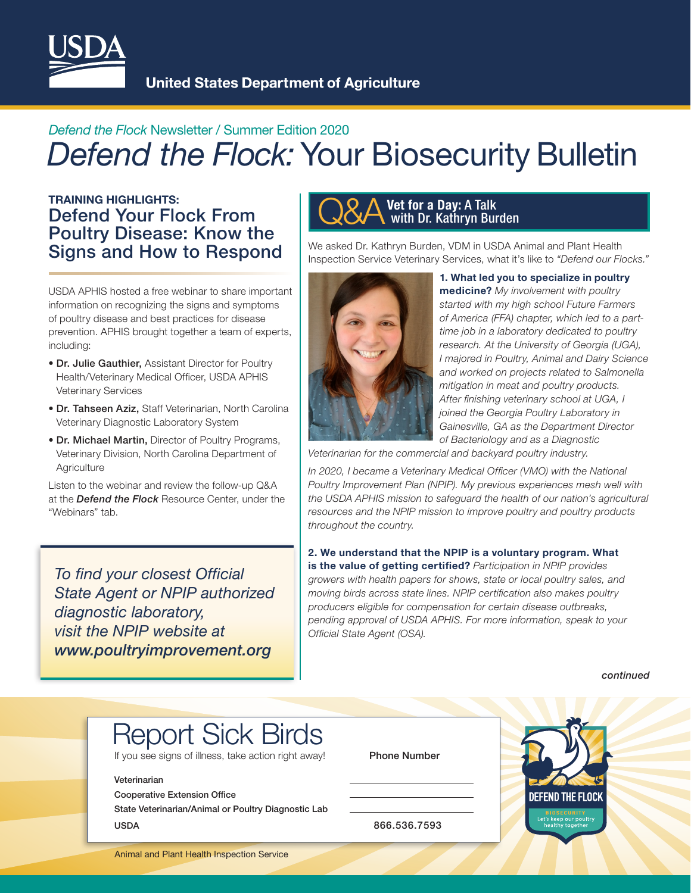USDA

United States Department of Agriculture

*Defend the Flock* Newsletter / Summer Edition 2020

# *Defend the Flock:* Your Biosecurity Bulletin

## TRAINING HIGHLIGHTS: Defend Your Flock From Poultry Disease: Know the Signs and How to Respond

USDA APHIS hosted a free webinar to share important information on recognizing the signs and symptoms of poultry disease and best practices for disease prevention. APHIS brought together a team of experts, including:

- **Dr. Julie Gauthier,** Assistant Director for Poultry Health/Veterinary Medical Officer, USDA APHIS Veterinary Services
- **Dr. Tahseen Aziz,** Staff Veterinarian, North Carolina Veterinary Diagnostic Laboratory System
- **Dr. Michael Martin,** Director of Poultry Programs, Veterinary Division, North Carolina Department of Agriculture

Listen to the webinar and review the follow-up Q&A at the ***Defend the Flock*** Resource Center, under the "Webinars" tab.

*To find your closest Official State Agent or NPIP authorized diagnostic laboratory, visit the NPIP website at* ***www.poultryimprovement.org***

## Q&A Vet for a Day: A Talk with Dr. Kathryn Burden

We asked Dr. Kathryn Burden, VDM in USDA Animal and Plant Health Inspection Service Veterinary Services, what it's like to *"Defend our Flocks."*

**1. What led you to specialize in poultry medicine?** *My involvement with poultry started with my high school Future Farmers of America (FFA) chapter, which led to a part-time job in a laboratory dedicated to poultry research. At the University of Georgia (UGA), I majored in Poultry, Animal and Dairy Science and worked on projects related to Salmonella mitigation in meat and poultry products. After finishing veterinary school at UGA, I joined the Georgia Poultry Laboratory in Gainesville, GA as the Department Director of Bacteriology and as a Diagnostic Veterinarian for the commercial and backyard poultry industry.*

*In 2020, I became a Veterinary Medical Officer (VMO) with the National Poultry Improvement Plan (NPIP). My previous experiences mesh well with the USDA APHIS mission to safeguard the health of our nation's agricultural resources and the NPIP mission to improve poultry and poultry products throughout the country.*

**2. We understand that the NPIP is a voluntary program. What is the value of getting certified?** *Participation in NPIP provides growers with health papers for shows, state or local poultry sales, and moving birds across state lines. NPIP certification also makes poultry producers eligible for compensation for certain disease outbreaks, pending approval of USDA APHIS. For more information, speak to your Official State Agent (OSA).*

***continued***

## Report Sick Birds

If you see signs of illness, take action right away!

| | Phone Number |
|---|---|
| Veterinarian | |
| Cooperative Extension Office | |
| State Veterinarian/Animal or Poultry Diagnostic Lab | |
| USDA | 866.536.7593 |

DEFEND THE FLOCK — BIOSECURITY — Let's keep our poultry healthy together

Animal and Plant Health Inspection Service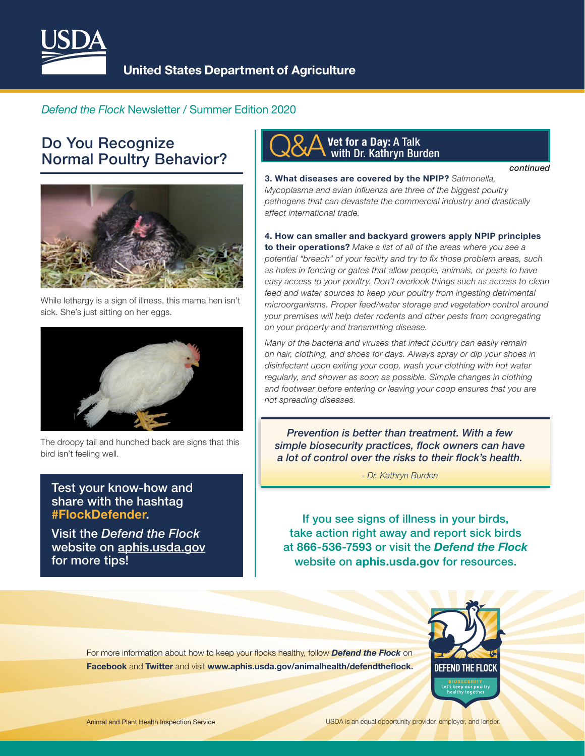*Defend the Flock* Newsletter / Summer Edition 2020

## Do You Recognize Normal Poultry Behavior?

While lethargy is a sign of illness, this mama hen isn't sick. She's just sitting on her eggs.

The droopy tail and hunched back are signs that this bird isn't feeling well.

Test your know-how and share with the hashtag **#FlockDefender**.

Visit the *Defend the Flock* website on aphis.usda.gov for more tips!

## Q&A Vet for a Day: A Talk with Dr. Kathryn Burden

*continued*

**3. What diseases are covered by the NPIP?** *Salmonella, Mycoplasma and avian influenza are three of the biggest poultry pathogens that can devastate the commercial industry and drastically affect international trade.*

**4. How can smaller and backyard growers apply NPIP principles to their operations?** *Make a list of all of the areas where you see a potential "breach" of your facility and try to fix those problem areas, such as holes in fencing or gates that allow people, animals, or pests to have easy access to your poultry. Don't overlook things such as access to clean feed and water sources to keep your poultry from ingesting detrimental microorganisms. Proper feed/water storage and vegetation control around your premises will help deter rodents and other pests from congregating on your property and transmitting disease.*

*Many of the bacteria and viruses that infect poultry can easily remain on hair, clothing, and shoes for days. Always spray or dip your shoes in disinfectant upon exiting your coop, wash your clothing with hot water regularly, and shower as soon as possible. Simple changes in clothing and footwear before entering or leaving your coop ensures that you are not spreading diseases.*

> *Prevention is better than treatment. With a few simple biosecurity practices, flock owners can have a lot of control over the risks to their flock's health.*
>
> *- Dr. Kathryn Burden*

If you see signs of illness in your birds, take action right away and report sick birds at **866-536-7593** or visit the ***Defend the Flock*** website on **aphis.usda.gov** for resources.

For more information about how to keep your flocks healthy, follow ***Defend the Flock*** on **Facebook** and **Twitter** and visit **www.aphis.usda.gov/animalhealth/defendtheflock.**

DEFEND THE FLOCK
BIOSECURITY
Let's keep our poultry healthy together

Animal and Plant Health Inspection Service

USDA is an equal opportunity provider, employer, and lender.